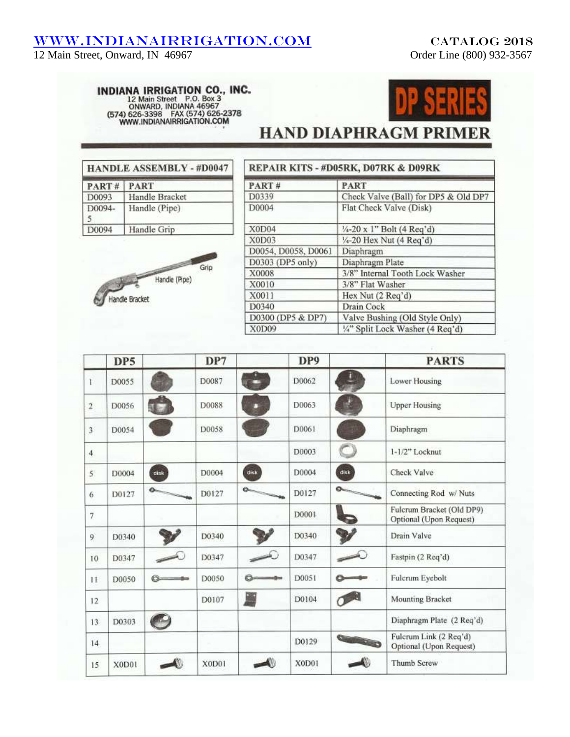WWW.INDIANAIRRIGATION.COM

12 Main Street, Onward, IN 46967

CATALOG 2018

Order Line (800) 932-3567

**INDIANA IRRIGATION CO., INC.**
12 Main Street P.O. Box 3
ONWARD, INDIANA 46967
(574) 626-3398 FAX (574) 626-2378
WWW.INDIANAIRRIGATION.COM

# DP SERIES

# HAND DIAPHRAGM PRIMER

**HANDLE ASSEMBLY - #D0047**

| PART # | PART |
|---|---|
| D0093 | Handle Bracket |
| D0094-5 | Handle (Pipe) |
| D0094 | Handle Grip |

Grip

Handle (Pipe)

Handle Bracket

**REPAIR KITS - #D05RK, D07RK & D09RK**

| PART # | PART |
|---|---|
| D0339 | Check Valve (Ball) for DP5 & Old DP7 |
| D0004 | Flat Check Valve (Disk) |
| X0D04 | ¼-20 x 1" Bolt (4 Req'd) |
| X0D03 | ¼-20 Hex Nut (4 Req'd) |
| D0054, D0058, D0061 | Diaphragm |
| D0303 (DP5 only) | Diaphragm Plate |
| X0008 | 3/8" Internal Tooth Lock Washer |
| X0010 | 3/8" Flat Washer |
| X0011 | Hex Nut (2 Req'd) |
| D0340 | Drain Cock |
| D0300 (DP5 & DP7) | Valve Bushing (Old Style Only) |
| X0D09 | ¼" Split Lock Washer (4 Req'd) |

| | DP5 | | DP7 | | DP9 | | PARTS |
|---|---|---|---|---|---|---|---|
| 1 | D0055 | | D0087 | | D0062 | | Lower Housing |
| 2 | D0056 | | D0088 | | D0063 | | Upper Housing |
| 3 | D0054 | | D0058 | | D0061 | | Diaphragm |
| 4 | | | | | D0003 | | 1-1/2" Locknut |
| 5 | D0004 | disk | D0004 | disk | D0004 | disk | Check Valve |
| 6 | D0127 | | D0127 | | D0127 | | Connecting Rod w/ Nuts |
| 7 | | | | | D0001 | | Fulcrum Bracket (Old DP9) Optional (Upon Request) |
| 9 | D0340 | | D0340 | | D0340 | | Drain Valve |
| 10 | D0347 | | D0347 | | D0347 | | Fastpin (2 Req'd) |
| 11 | D0050 | | D0050 | | D0051 | | Fulcrum Eyebolt |
| 12 | | | D0107 | | D0104 | | Mounting Bracket |
| 13 | D0303 | | | | | | Diaphragm Plate (2 Req'd) |
| 14 | | | | | D0129 | | Fulcrum Link (2 Req'd) Optional (Upon Request) |
| 15 | X0D01 | | X0D01 | | X0D01 | | Thumb Screw |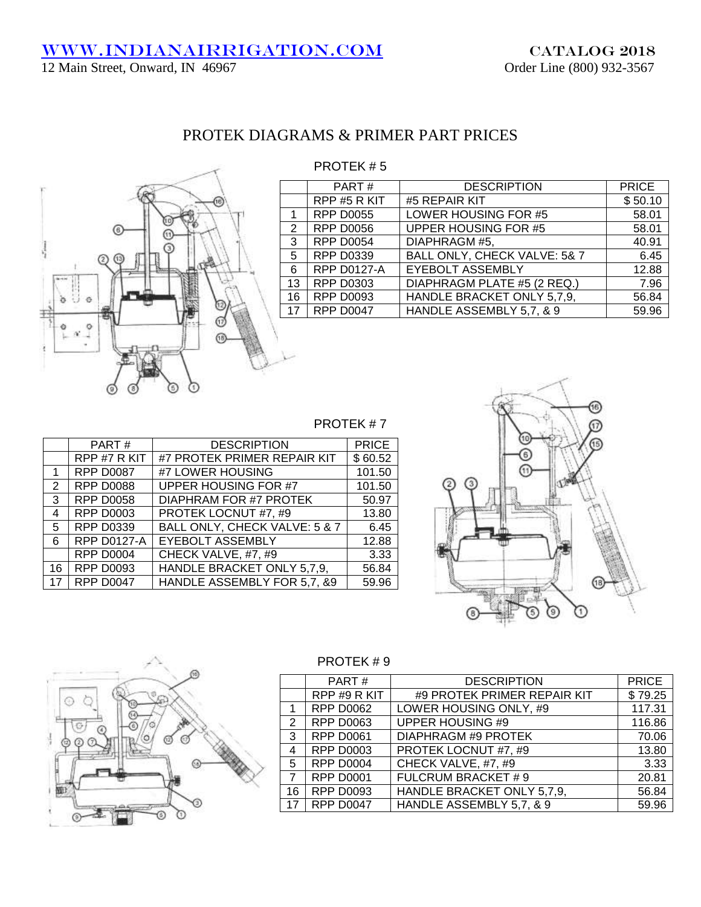# PROTEK DIAGRAMS & PRIMER PART PRICES

## PROTEK # 5

| | PART # | DESCRIPTION | PRICE |
|---|---|---|---|
| | RPP #5 R KIT | #5 REPAIR KIT | $ 50.10 |
| 1 | RPP D0055 | LOWER HOUSING FOR #5 | 58.01 |
| 2 | RPP D0056 | UPPER HOUSING FOR #5 | 58.01 |
| 3 | RPP D0054 | DIAPHRAGM #5, | 40.91 |
| 5 | RPP D0339 | BALL ONLY, CHECK VALVE: 5& 7 | 6.45 |
| 6 | RPP D0127-A | EYEBOLT ASSEMBLY | 12.88 |
| 13 | RPP D0303 | DIAPHRAGM PLATE #5 (2 REQ.) | 7.96 |
| 16 | RPP D0093 | HANDLE BRACKET ONLY 5,7,9, | 56.84 |
| 17 | RPP D0047 | HANDLE ASSEMBLY 5,7, & 9 | 59.96 |

## PROTEK # 7

| | PART # | DESCRIPTION | PRICE |
|---|---|---|---|
| | RPP #7 R KIT | #7 PROTEK PRIMER REPAIR KIT | $ 60.52 |
| 1 | RPP D0087 | #7 LOWER HOUSING | 101.50 |
| 2 | RPP D0088 | UPPER HOUSING FOR #7 | 101.50 |
| 3 | RPP D0058 | DIAPHRAM FOR #7 PROTEK | 50.97 |
| 4 | RPP D0003 | PROTEK LOCNUT #7, #9 | 13.80 |
| 5 | RPP D0339 | BALL ONLY, CHECK VALVE: 5 & 7 | 6.45 |
| 6 | RPP D0127-A | EYEBOLT ASSEMBLY | 12.88 |
| | RPP D0004 | CHECK VALVE, #7, #9 | 3.33 |
| 16 | RPP D0093 | HANDLE BRACKET ONLY 5,7,9, | 56.84 |
| 17 | RPP D0047 | HANDLE ASSEMBLY FOR 5,7, &9 | 59.96 |

## PROTEK # 9

| | PART # | DESCRIPTION | PRICE |
|---|---|---|---|
| | RPP #9 R KIT | #9 PROTEK PRIMER REPAIR KIT | $ 79.25 |
| 1 | RPP D0062 | LOWER HOUSING ONLY, #9 | 117.31 |
| 2 | RPP D0063 | UPPER HOUSING #9 | 116.86 |
| 3 | RPP D0061 | DIAPHRAGM #9 PROTEK | 70.06 |
| 4 | RPP D0003 | PROTEK LOCNUT #7, #9 | 13.80 |
| 5 | RPP D0004 | CHECK VALVE, #7, #9 | 3.33 |
| 7 | RPP D0001 | FULCRUM BRACKET # 9 | 20.81 |
| 16 | RPP D0093 | HANDLE BRACKET ONLY 5,7,9, | 56.84 |
| 17 | RPP D0047 | HANDLE ASSEMBLY 5,7, & 9 | 59.96 |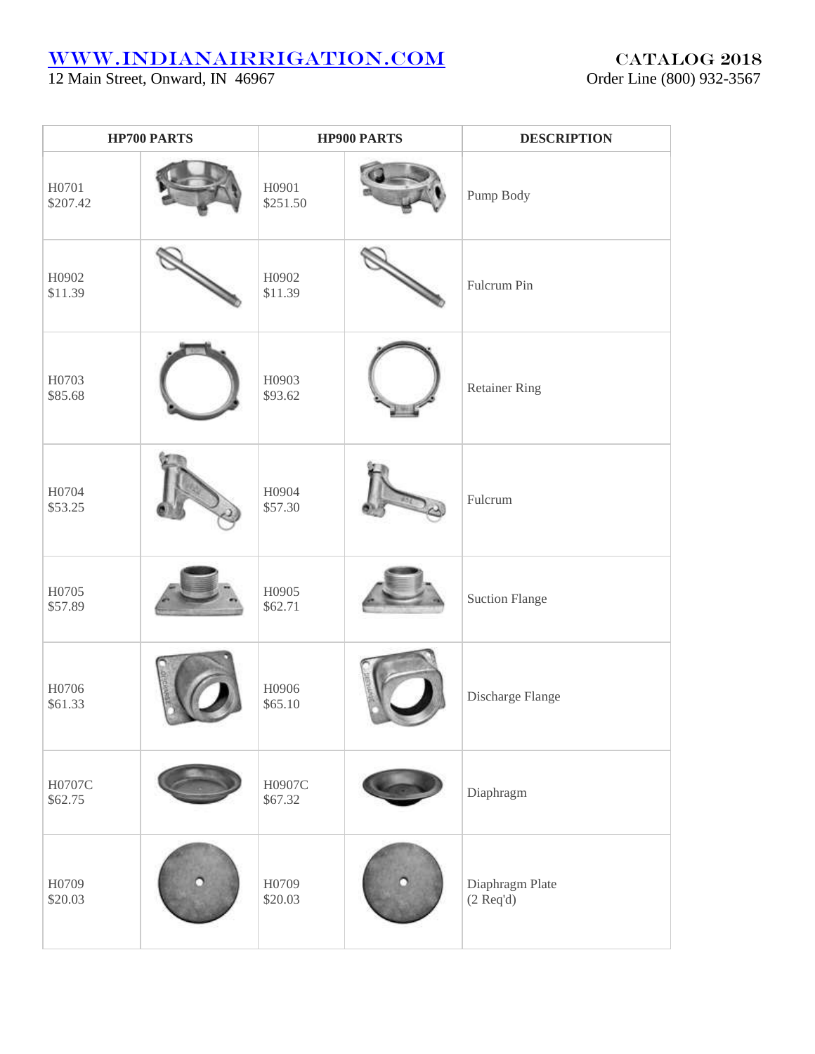| HP700 PARTS | HP900 PARTS | DESCRIPTION |
|---|---|---|
| H0701<br>$207.42 | H0901<br>$251.50 | Pump Body |
| H0902<br>$11.39 | H0902<br>$11.39 | Fulcrum Pin |
| H0703<br>$85.68 | H0903<br>$93.62 | Retainer Ring |
| H0704<br>$53.25 | H0904<br>$57.30 | Fulcrum |
| H0705<br>$57.89 | H0905<br>$62.71 | Suction Flange |
| H0706<br>$61.33 | H0906<br>$65.10 | Discharge Flange |
| H0707C<br>$62.75 | H0907C<br>$67.32 | Diaphragm |
| H0709<br>$20.03 | H0709<br>$20.03 | Diaphragm Plate<br>(2 Req'd) |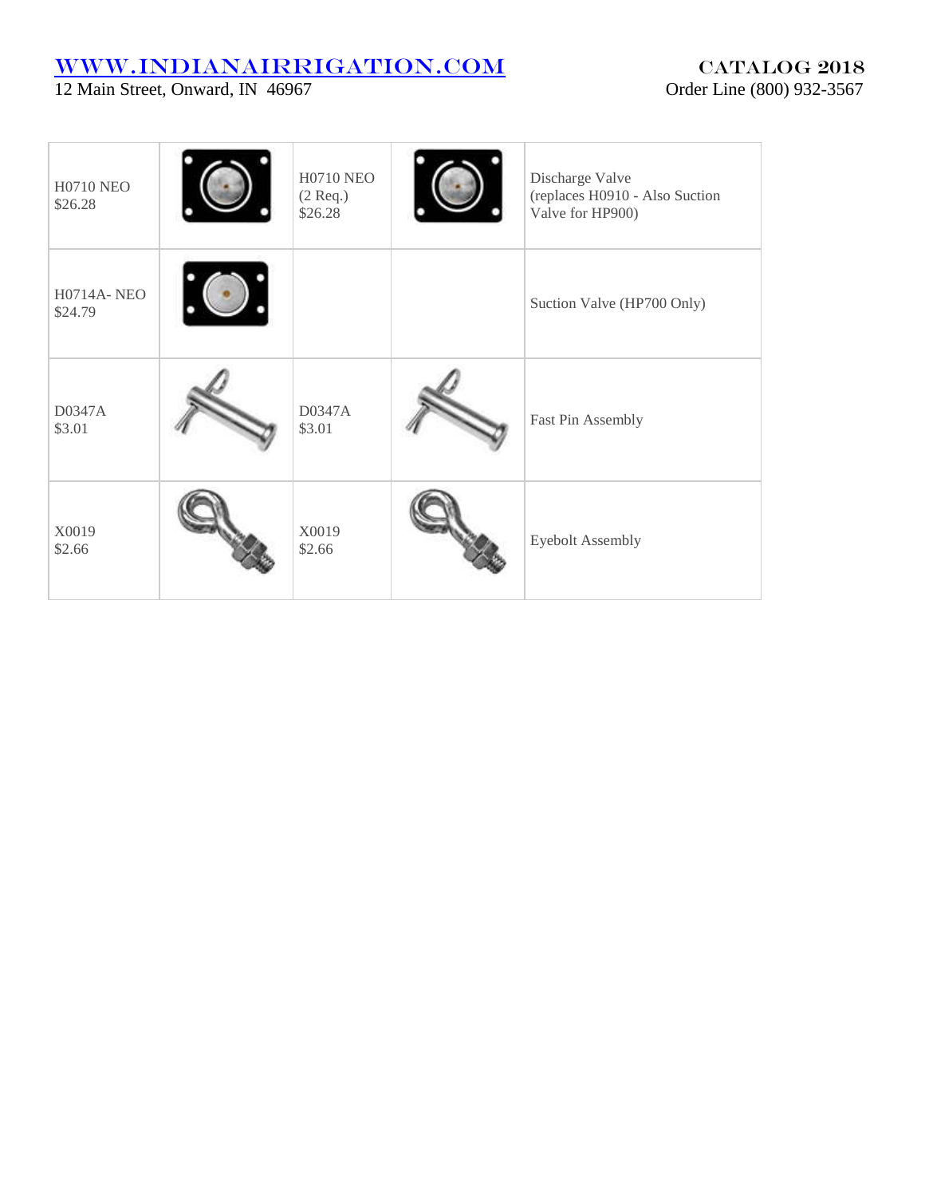| | | | | |
|---|---|---|---|---|
| H0710 NEO<br>$26.28 | | H0710 NEO<br>(2 Req.)<br>$26.28 | | Discharge Valve<br>(replaces H0910 - Also Suction Valve for HP900) |
| H0714A- NEO<br>$24.79 | | | | Suction Valve (HP700 Only) |
| D0347A<br>$3.01 | | D0347A<br>$3.01 | | Fast Pin Assembly |
| X0019<br>$2.66 | | X0019<br>$2.66 | | Eyebolt Assembly |